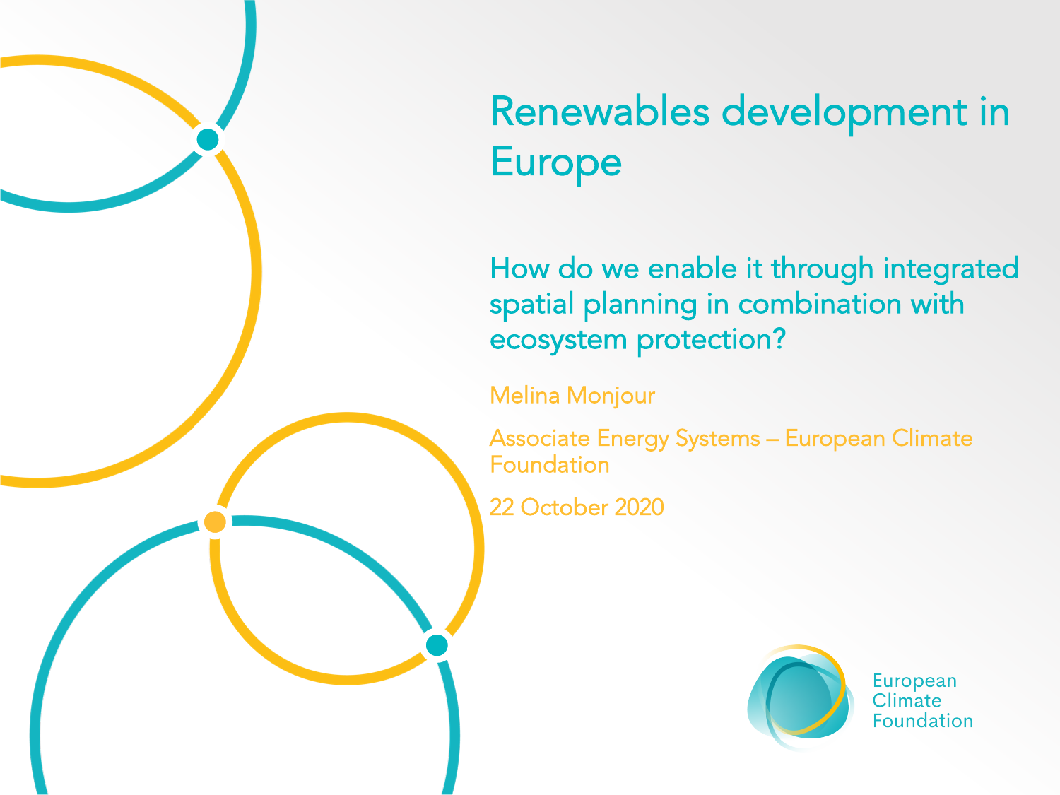# Renewables development in Europe

## How do we enable it through integrated spatial planning in combination with ecosystem protection?

Melina Monjour

Associate Energy Systems – European Climate Foundation

22 October 2020

European Climate Foundation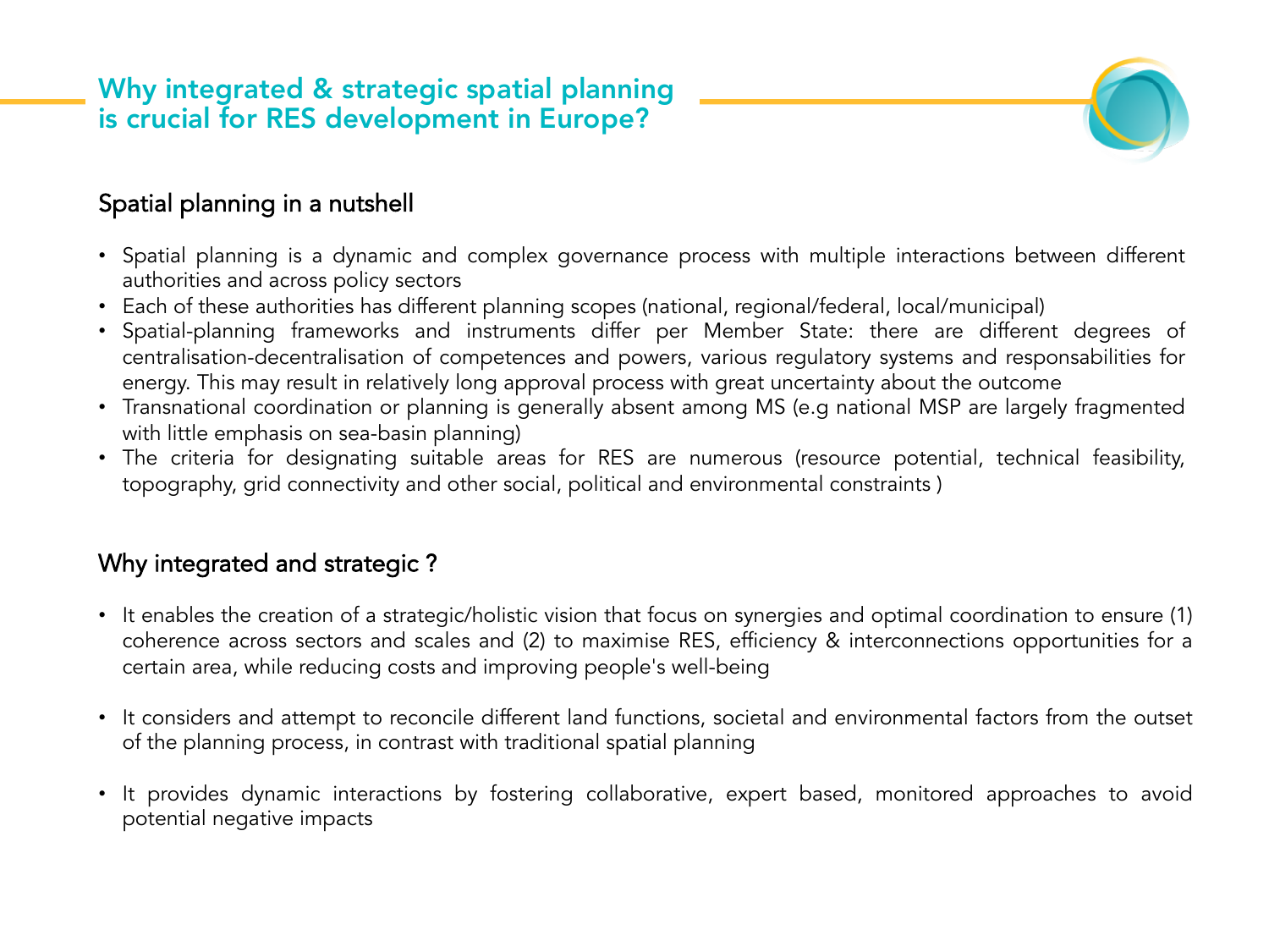# Why integrated & strategic spatial planning is crucial for RES development in Europe?

## Spatial planning in a nutshell

- Spatial planning is a dynamic and complex governance process with multiple interactions between different authorities and across policy sectors
- Each of these authorities has different planning scopes (national, regional/federal, local/municipal)
- Spatial-planning frameworks and instruments differ per Member State: there are different degrees of centralisation-decentralisation of competences and powers, various regulatory systems and responsabilities for energy. This may result in relatively long approval process with great uncertainty about the outcome
- Transnational coordination or planning is generally absent among MS (e.g national MSP are largely fragmented with little emphasis on sea-basin planning)
- The criteria for designating suitable areas for RES are numerous (resource potential, technical feasibility, topography, grid connectivity and other social, political and environmental constraints )

## Why integrated and strategic ?

- It enables the creation of a strategic/holistic vision that focus on synergies and optimal coordination to ensure (1) coherence across sectors and scales and (2) to maximise RES, efficiency & interconnections opportunities for a certain area, while reducing costs and improving people's well-being
- It considers and attempt to reconcile different land functions, societal and environmental factors from the outset of the planning process, in contrast with traditional spatial planning
- It provides dynamic interactions by fostering collaborative, expert based, monitored approaches to avoid potential negative impacts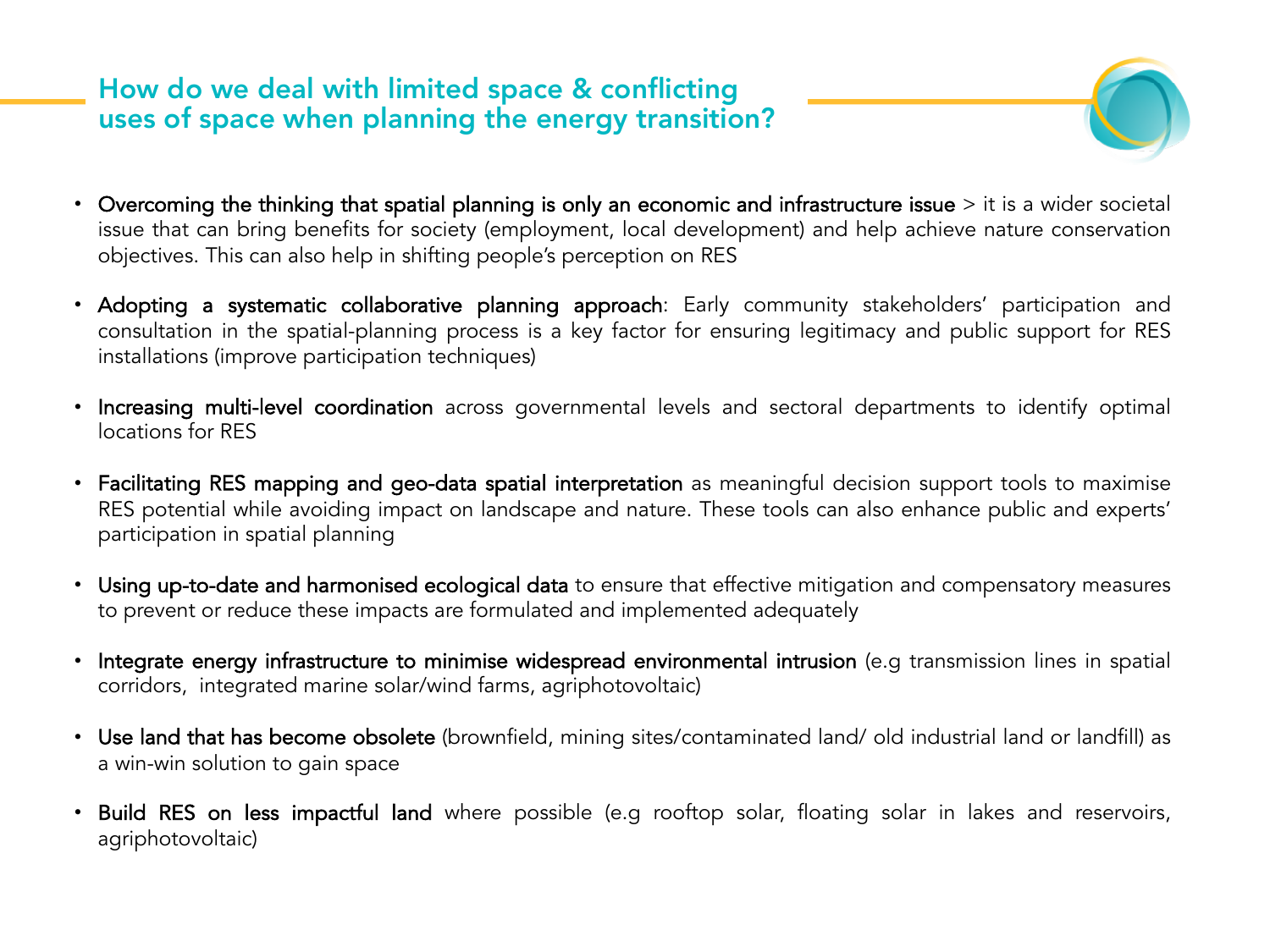## How do we deal with limited space & conflicting uses of space when planning the energy transition?

- **Overcoming the thinking that spatial planning is only an economic and infrastructure issue** > it is a wider societal issue that can bring benefits for society (employment, local development) and help achieve nature conservation objectives. This can also help in shifting people's perception on RES
- **Adopting a systematic collaborative planning approach**: Early community stakeholders' participation and consultation in the spatial-planning process is a key factor for ensuring legitimacy and public support for RES installations (improve participation techniques)
- **Increasing multi-level coordination** across governmental levels and sectoral departments to identify optimal locations for RES
- **Facilitating RES mapping and geo-data spatial interpretation** as meaningful decision support tools to maximise RES potential while avoiding impact on landscape and nature. These tools can also enhance public and experts' participation in spatial planning
- **Using up-to-date and harmonised ecological data** to ensure that effective mitigation and compensatory measures to prevent or reduce these impacts are formulated and implemented adequately
- **Integrate energy infrastructure to minimise widespread environmental intrusion** (e.g transmission lines in spatial corridors, integrated marine solar/wind farms, agriphotovoltaic)
- **Use land that has become obsolete** (brownfield, mining sites/contaminated land/ old industrial land or landfill) as a win-win solution to gain space
- **Build RES on less impactful land** where possible (e.g rooftop solar, floating solar in lakes and reservoirs, agriphotovoltaic)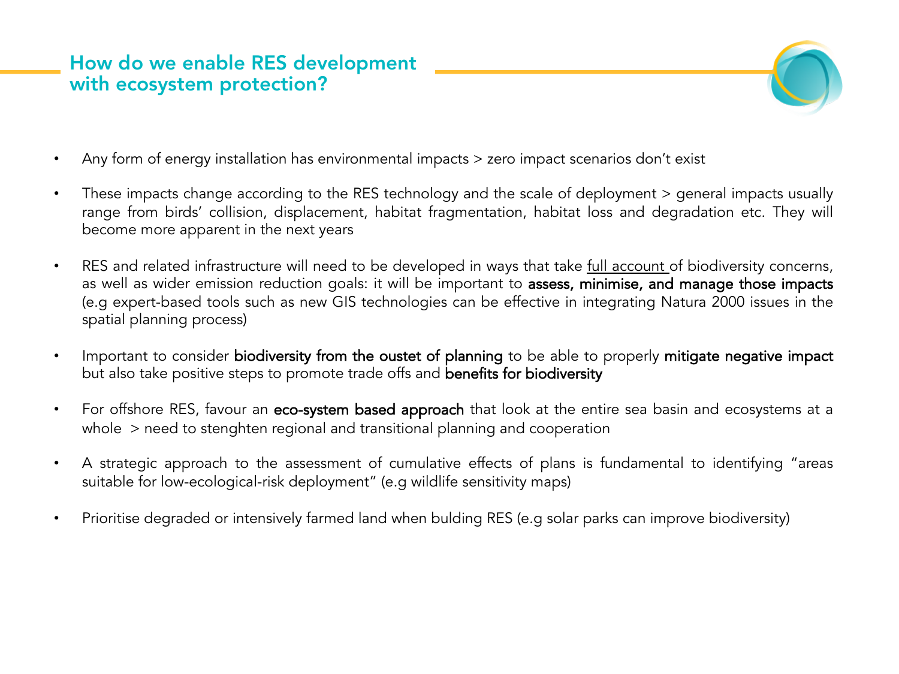# How do we enable RES development with ecosystem protection?

- Any form of energy installation has environmental impacts > zero impact scenarios don't exist
- These impacts change according to the RES technology and the scale of deployment > general impacts usually range from birds' collision, displacement, habitat fragmentation, habitat loss and degradation etc. They will become more apparent in the next years
- RES and related infrastructure will need to be developed in ways that take full account of biodiversity concerns, as well as wider emission reduction goals: it will be important to **assess, minimise, and manage those impacts** (e.g expert-based tools such as new GIS technologies can be effective in integrating Natura 2000 issues in the spatial planning process)
- Important to consider **biodiversity from the oustet of planning** to be able to properly **mitigate negative impact** but also take positive steps to promote trade offs and **benefits for biodiversity**
- For offshore RES, favour an **eco-system based approach** that look at the entire sea basin and ecosystems at a whole > need to stenghten regional and transitional planning and cooperation
- A strategic approach to the assessment of cumulative effects of plans is fundamental to identifying "areas suitable for low-ecological-risk deployment" (e.g wildlife sensitivity maps)
- Prioritise degraded or intensively farmed land when bulding RES (e.g solar parks can improve biodiversity)